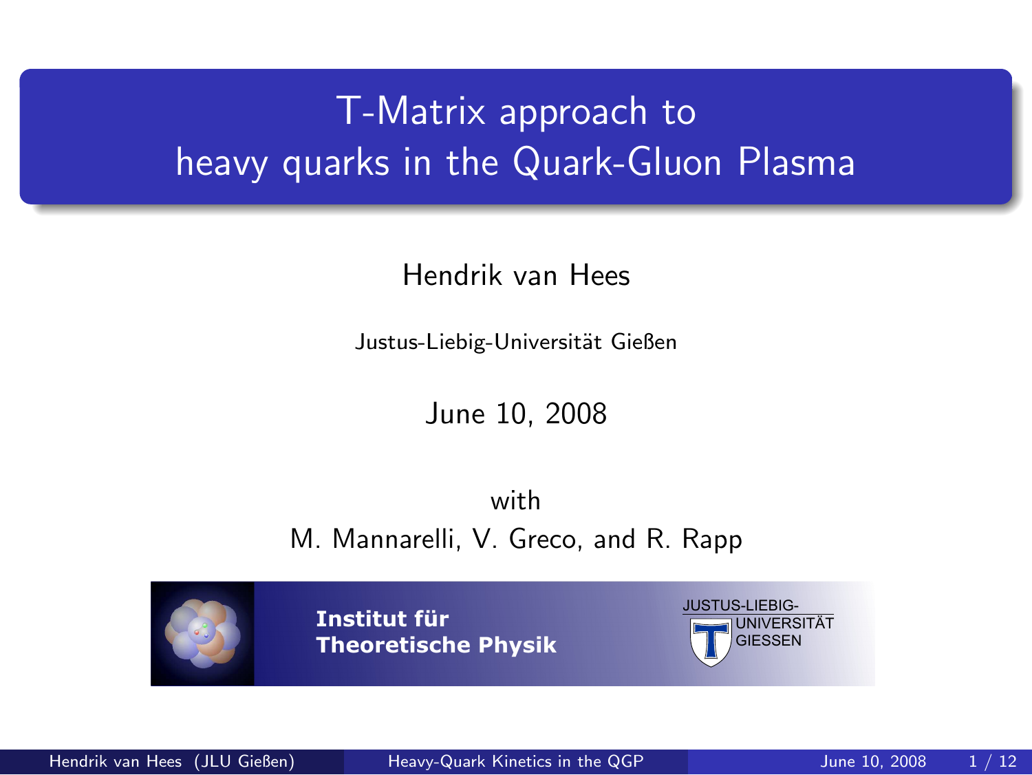# T-Matrix approach to heavy quarks in the Quark-Gluon Plasma

Hendrik van Hees

Justus-Liebig-Universität Gießen

June 10, 2008

with

M. Mannarelli, V. Greco, and R. Rapp

**Institut für Theoretische Physik**

JUSTUS-LIEBIG-UNIVERSITÄT GIESSEN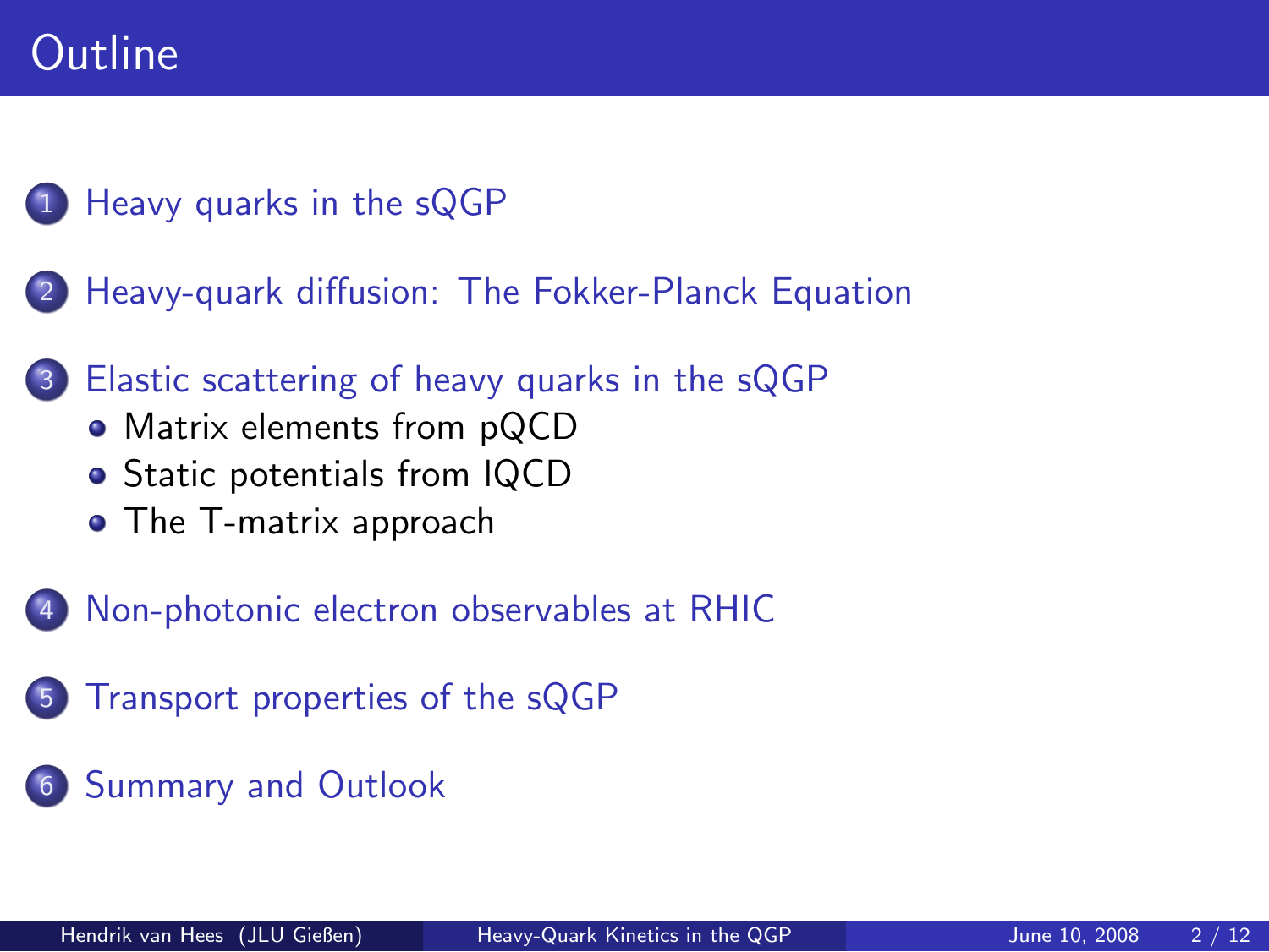# Outline

1. Heavy quarks in the sQGP
2. Heavy-quark diffusion: The Fokker-Planck Equation
3. Elastic scattering of heavy quarks in the sQGP
   - Matrix elements from pQCD
   - Static potentials from lQCD
   - The T-matrix approach
4. Non-photonic electron observables at RHIC
5. Transport properties of the sQGP
6. Summary and Outlook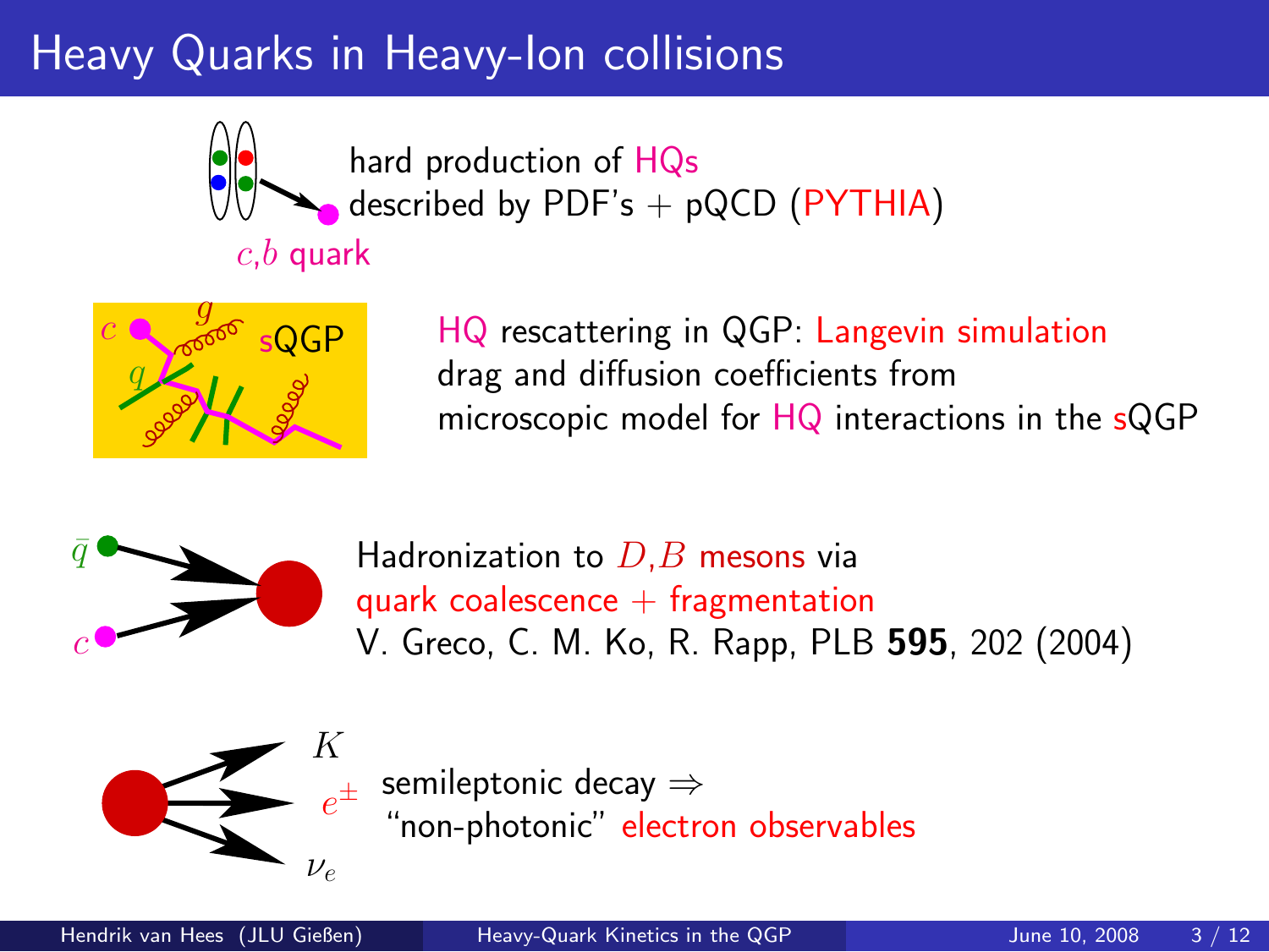# Heavy Quarks in Heavy-Ion collisions

$c$,$b$ quark

hard production of HQs
described by PDF's + pQCD (PYTHIA)

$c$ $g$ $q$ sQGP

HQ rescattering in QGP: Langevin simulation
drag and diffusion coefficients from
microscopic model for HQ interactions in the sQGP

$\bar{q}$ $c$

Hadronization to $D$,$B$ mesons via
quark coalescence + fragmentation
V. Greco, C. M. Ko, R. Rapp, PLB **595**, 202 (2004)

$K$ $e^{\pm}$ $\nu_e$

semileptonic decay ⇒
"non-photonic" electron observables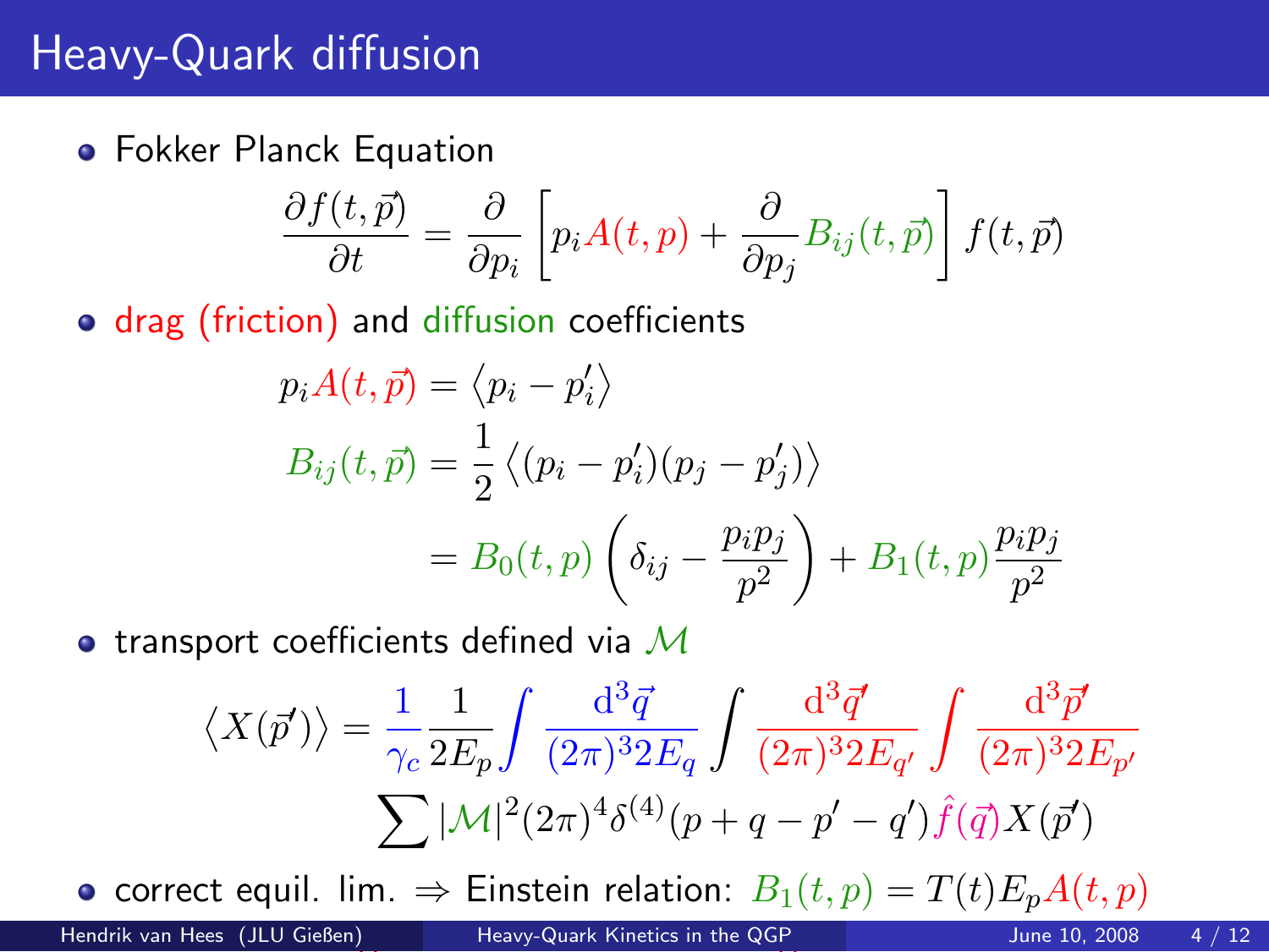# Heavy-Quark diffusion

- Fokker Planck Equation

$$\frac{\partial f(t,\vec{p})}{\partial t} = \frac{\partial}{\partial p_i}\left[p_i A(t,p) + \frac{\partial}{\partial p_j} B_{ij}(t,\vec{p})\right] f(t,\vec{p})$$

- drag (friction) and diffusion coefficients

$$p_i A(t,\vec{p}) = \left\langle p_i - p_i' \right\rangle$$

$$B_{ij}(t,\vec{p}) = \frac{1}{2}\left\langle (p_i - p_i')(p_j - p_j') \right\rangle$$

$$= B_0(t,p)\left(\delta_{ij} - \frac{p_i p_j}{p^2}\right) + B_1(t,p)\frac{p_i p_j}{p^2}$$

- transport coefficients defined via $\mathcal{M}$

$$\left\langle X(\vec{p}') \right\rangle = \frac{1}{\gamma_c}\frac{1}{2E_p}\int \frac{\mathrm{d}^3\vec{q}}{(2\pi)^3 2E_q}\int \frac{\mathrm{d}^3\vec{q}'}{(2\pi)^3 2E_{q'}}\int \frac{\mathrm{d}^3\vec{p}'}{(2\pi)^3 2E_{p'}}$$
$$\sum |\mathcal{M}|^2 (2\pi)^4 \delta^{(4)}(p+q-p'-q')\hat{f}(\vec{q}) X(\vec{p}')$$

- correct equil. lim. $\Rightarrow$ Einstein relation: $B_1(t,p) = T(t) E_p A(t,p)$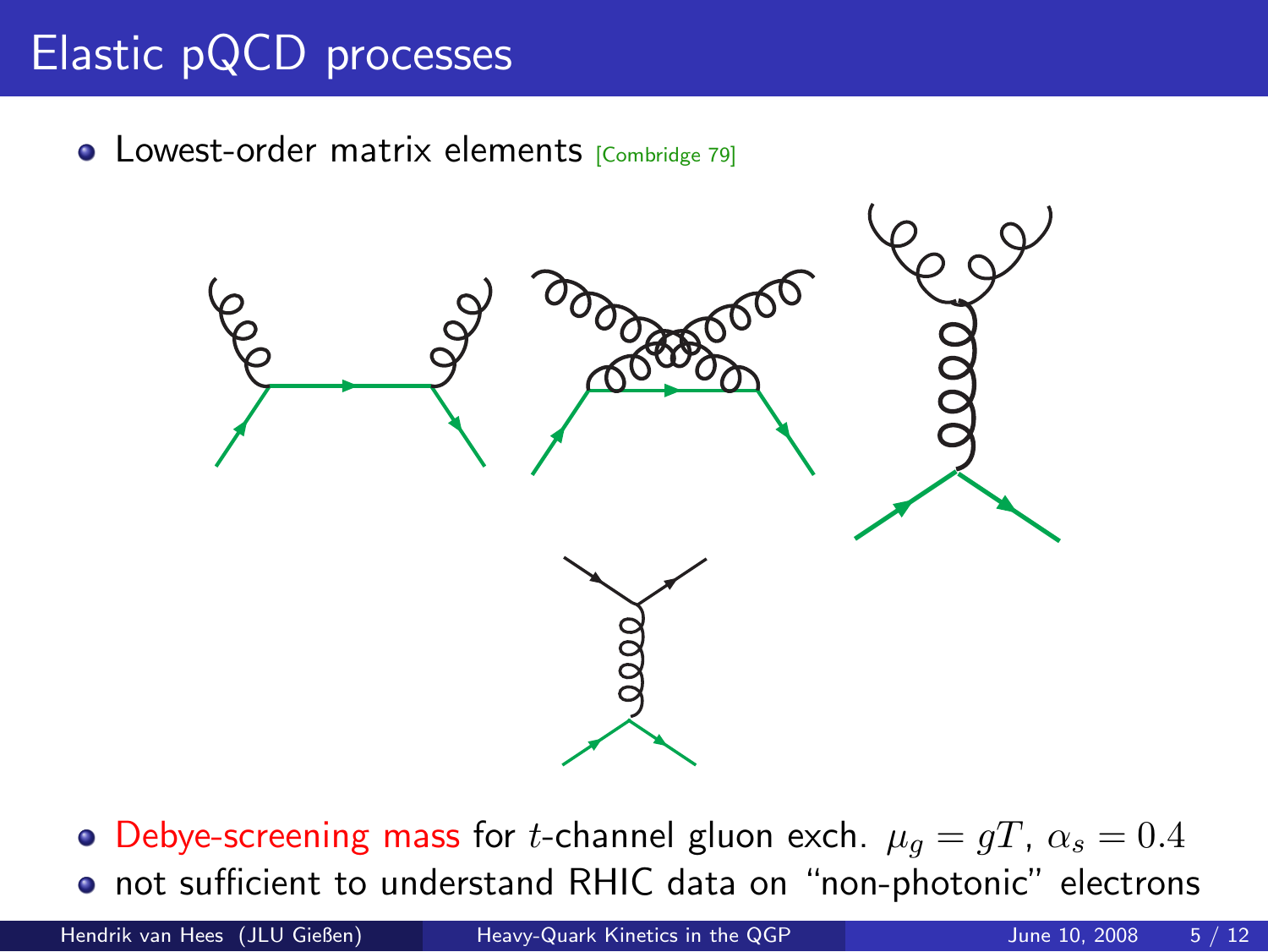# Elastic pQCD processes

- Lowest-order matrix elements [Combridge 79]

- Debye-screening mass for $t$-channel gluon exch. $\mu_g = gT$, $\alpha_s = 0.4$
- not sufficient to understand RHIC data on "non-photonic" electrons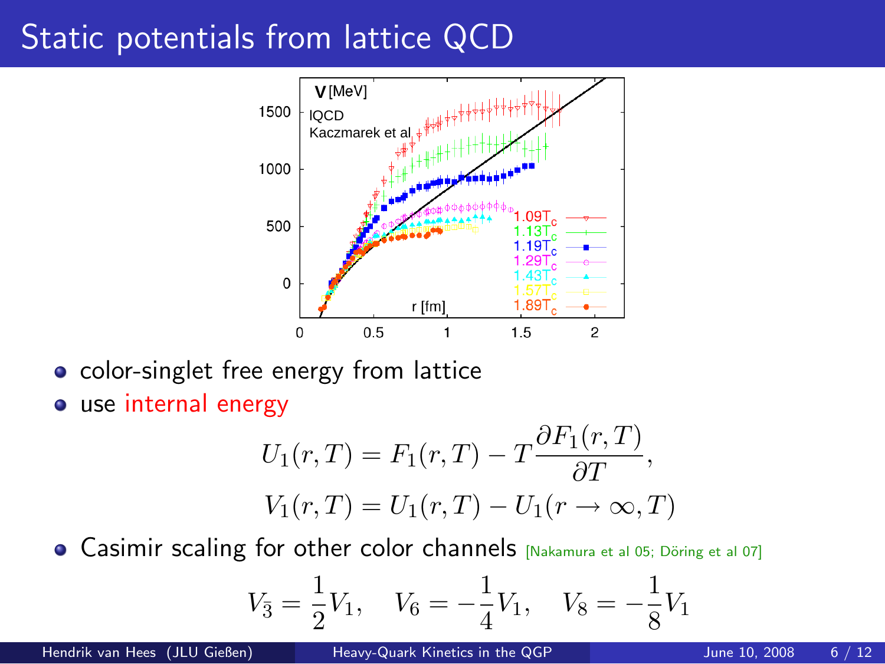# Static potentials from lattice QCD

- color-singlet free energy from lattice
- use internal energy

$$U_1(r,T) = F_1(r,T) - T\frac{\partial F_1(r,T)}{\partial T},$$
$$V_1(r,T) = U_1(r,T) - U_1(r \to \infty, T)$$

- Casimir scaling for other color channels [Nakamura et al 05; Döring et al 07]

$$V_{\bar{3}} = \frac{1}{2}V_1, \quad V_6 = -\frac{1}{4}V_1, \quad V_8 = -\frac{1}{8}V_1$$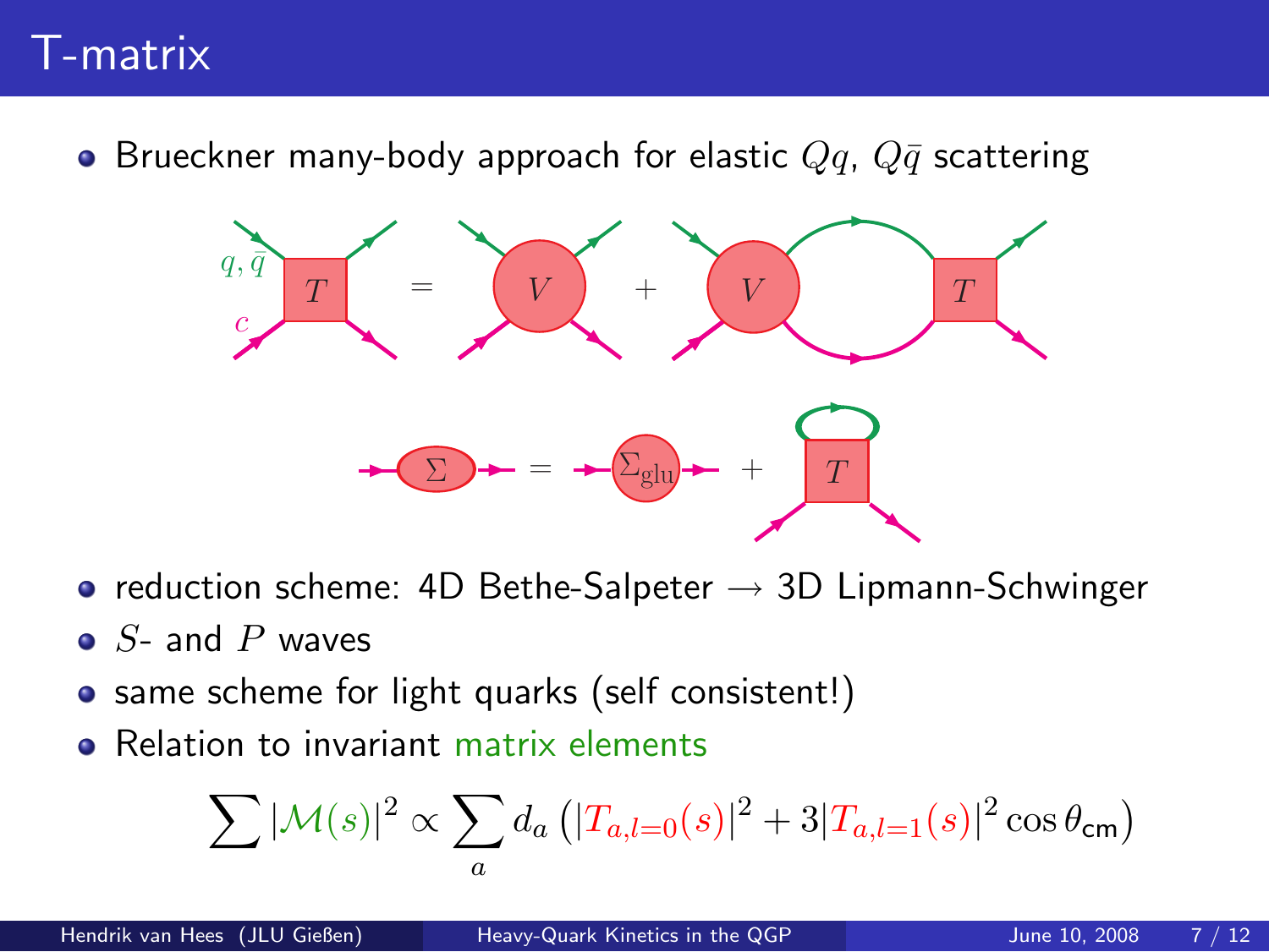# T-matrix

- Brueckner many-body approach for elastic $Qq$, $Q\bar{q}$ scattering
- reduction scheme: 4D Bethe-Salpeter → 3D Lipmann-Schwinger
- $S$- and $P$ waves
- same scheme for light quarks (self consistent!)
- Relation to invariant matrix elements

$$\sum |\mathcal{M}(s)|^2 \propto \sum_a d_a \left( |T_{a,l=0}(s)|^2 + 3|T_{a,l=1}(s)|^2 \cos\theta_{\text{cm}} \right)$$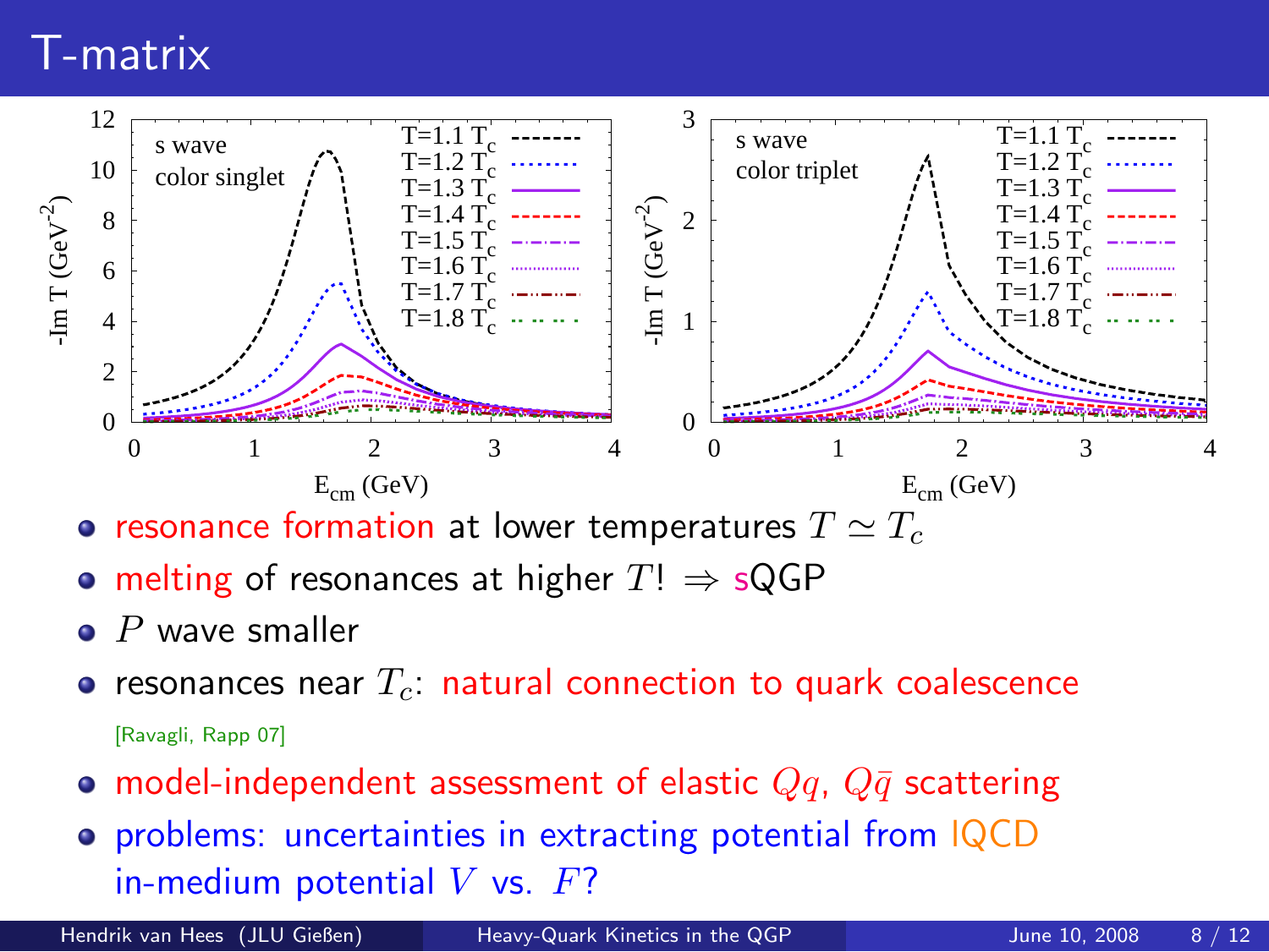# T-matrix

- resonance formation at lower temperatures $T \simeq T_c$
- melting of resonances at higher $T$! $\Rightarrow$ sQGP
- $P$ wave smaller
- resonances near $T_c$: natural connection to quark coalescence

  [Ravagli, Rapp 07]
- model-independent assessment of elastic $Qq$, $Q\bar{q}$ scattering
- problems: uncertainties in extracting potential from lQCD
  in-medium potential $V$ vs. $F$?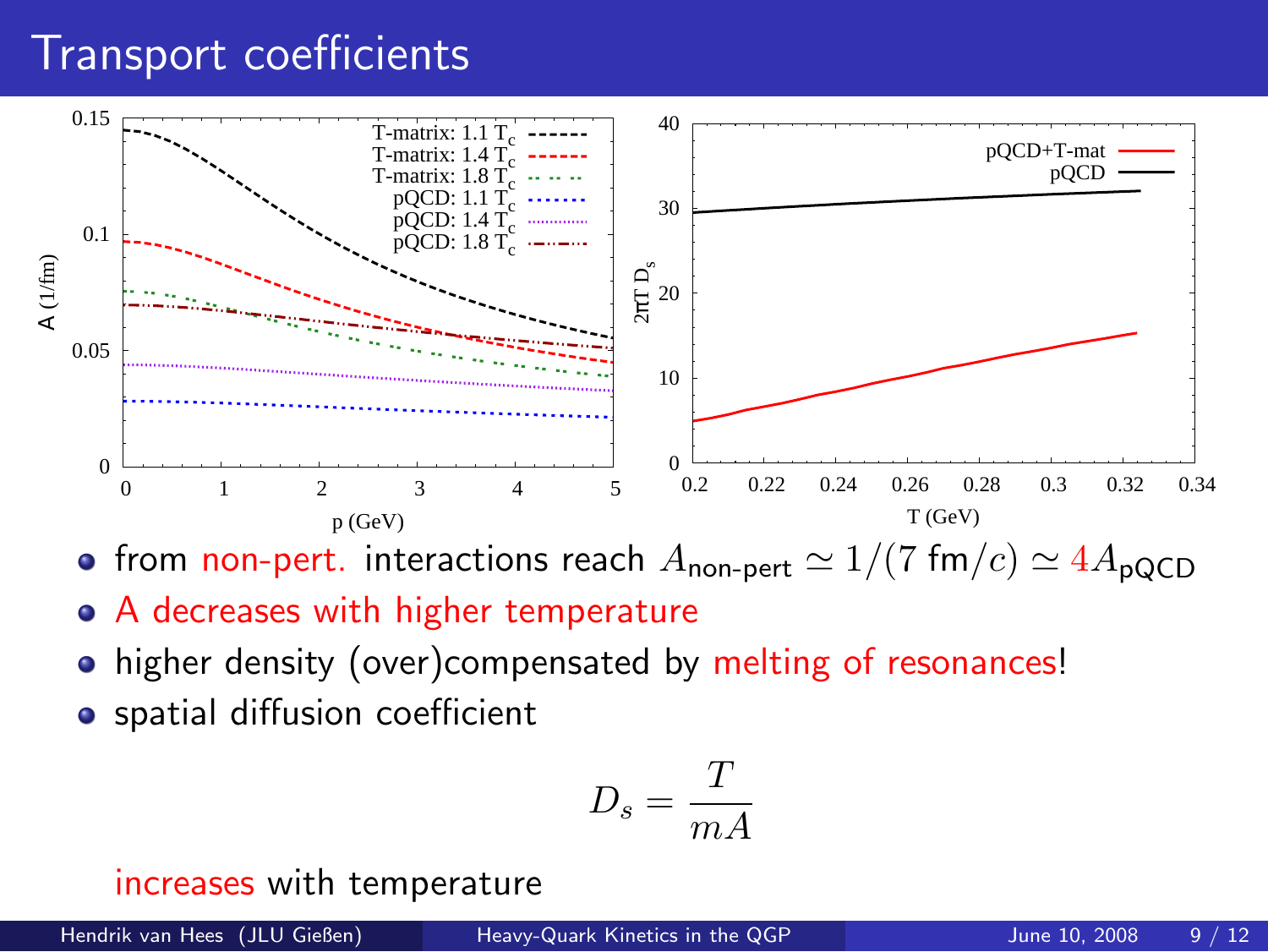# Transport coefficients

- from non-pert. interactions reach $A_{\text{non-pert}} \simeq 1/(7\ \text{fm}/c) \simeq 4 A_{\text{pQCD}}$
- A decreases with higher temperature
- higher density (over)compensated by melting of resonances!
- spatial diffusion coefficient

$$D_s = \frac{T}{mA}$$

increases with temperature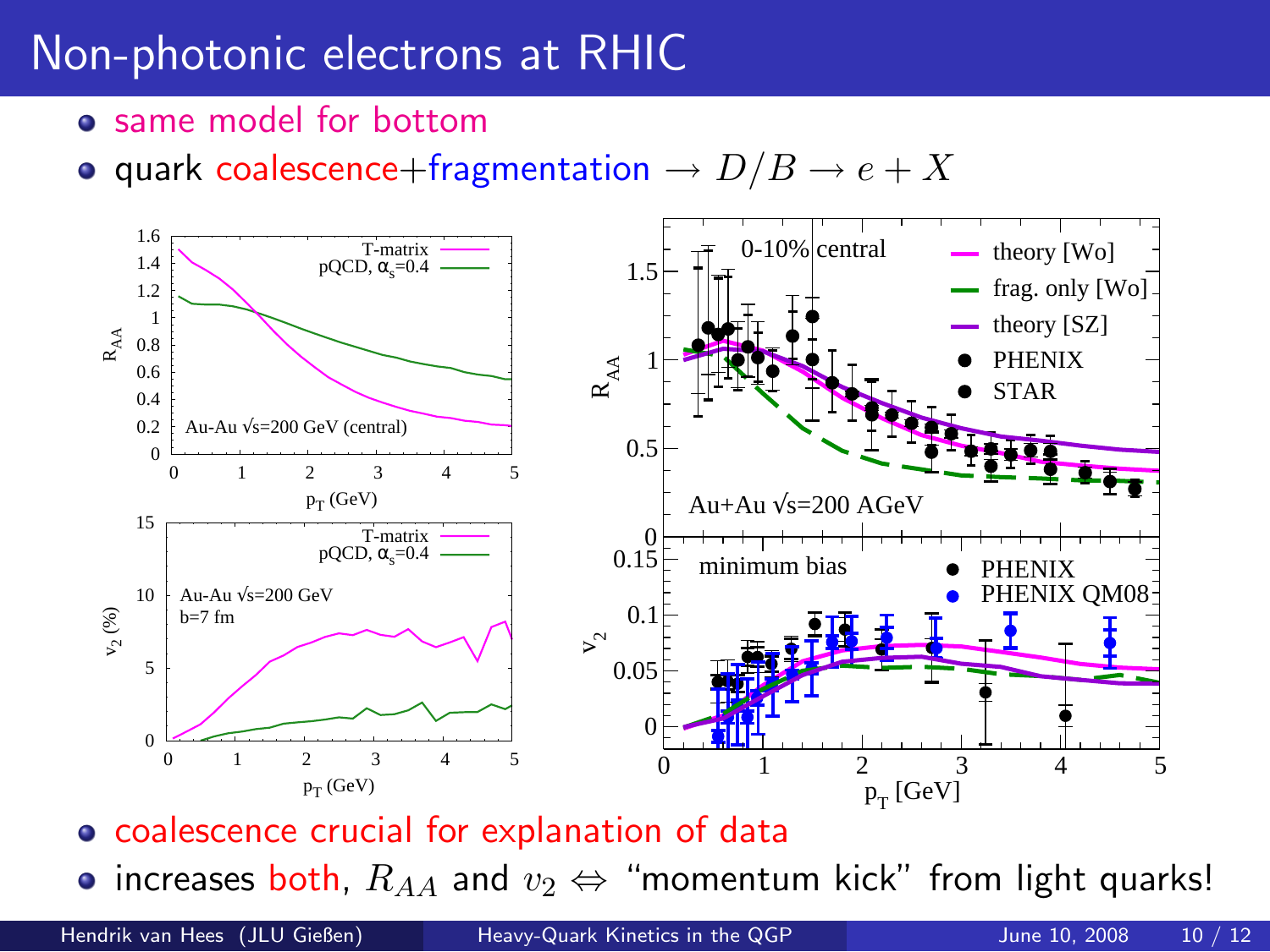# Non-photonic electrons at RHIC

- same model for bottom
- quark coalescence+fragmentation $\rightarrow D/B \rightarrow e + X$

- coalescence crucial for explanation of data
- increases both, $R_{AA}$ and $v_2 \Leftrightarrow$ "momentum kick" from light quarks!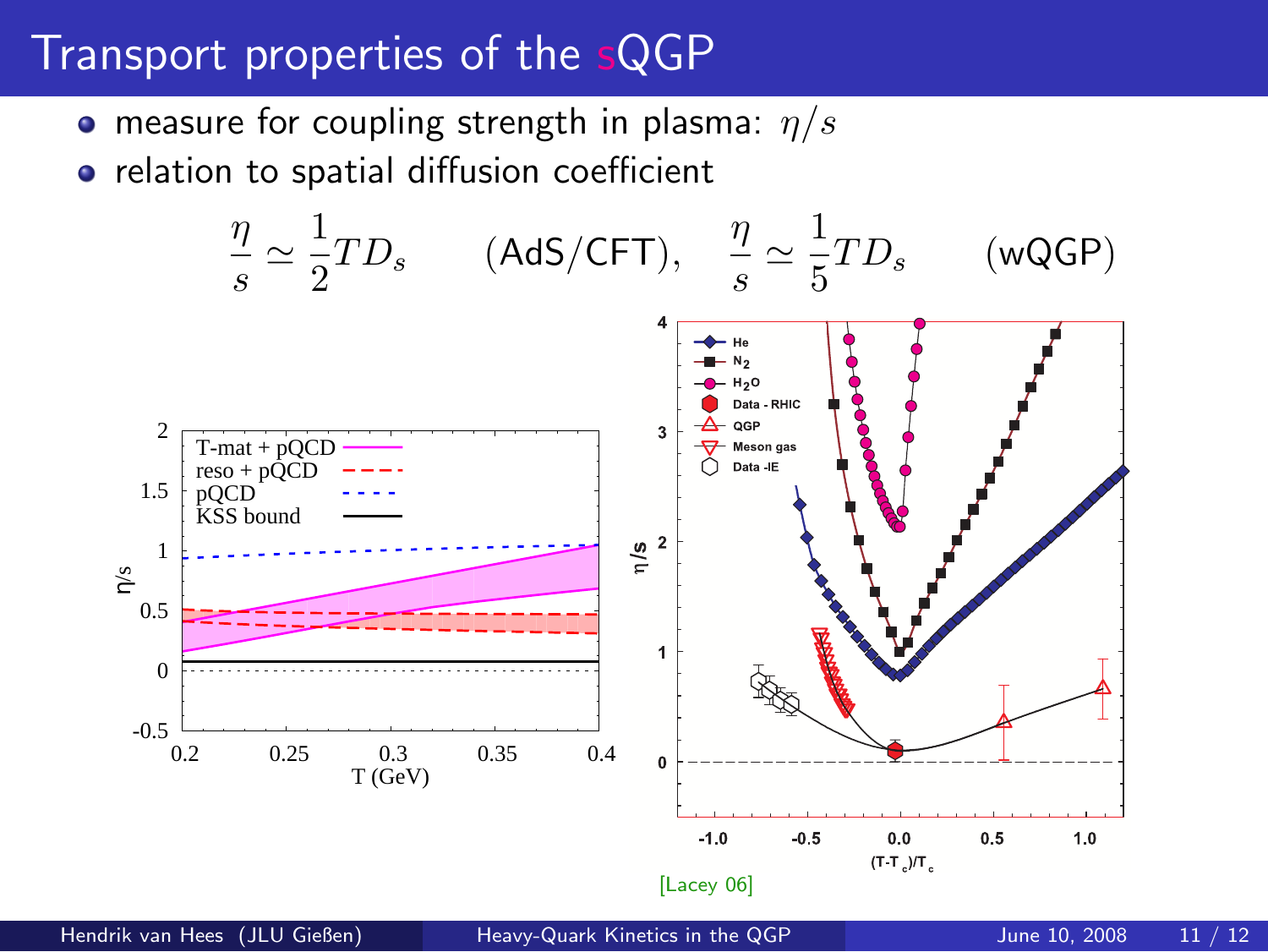# Transport properties of the sQGP

- measure for coupling strength in plasma: $\eta/s$
- relation to spatial diffusion coefficient

$$\frac{\eta}{s} \simeq \frac{1}{2} T D_s \qquad \text{(AdS/CFT)}, \quad \frac{\eta}{s} \simeq \frac{1}{5} T D_s \qquad \text{(wQGP)}$$

[Lacey 06]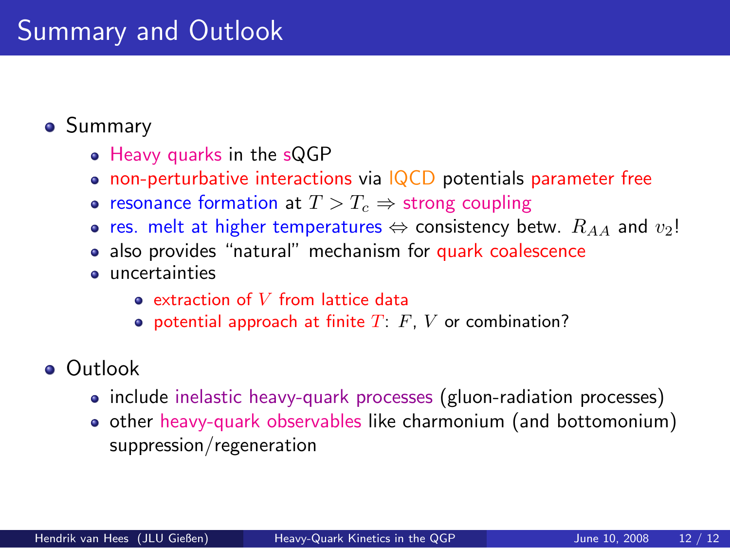# Summary and Outlook

- Summary
  - Heavy quarks in the sQGP
  - non-perturbative interactions via lQCD potentials parameter free
  - resonance formation at $T > T_c \Rightarrow$ strong coupling
  - res. melt at higher temperatures $\Leftrightarrow$ consistency betw. $R_{AA}$ and $v_2$!
  - also provides "natural" mechanism for quark coalescence
  - uncertainties
    - extraction of $V$ from lattice data
    - potential approach at finite $T$: $F$, $V$ or combination?
- Outlook
  - include inelastic heavy-quark processes (gluon-radiation processes)
  - other heavy-quark observables like charmonium (and bottomonium) suppression/regeneration